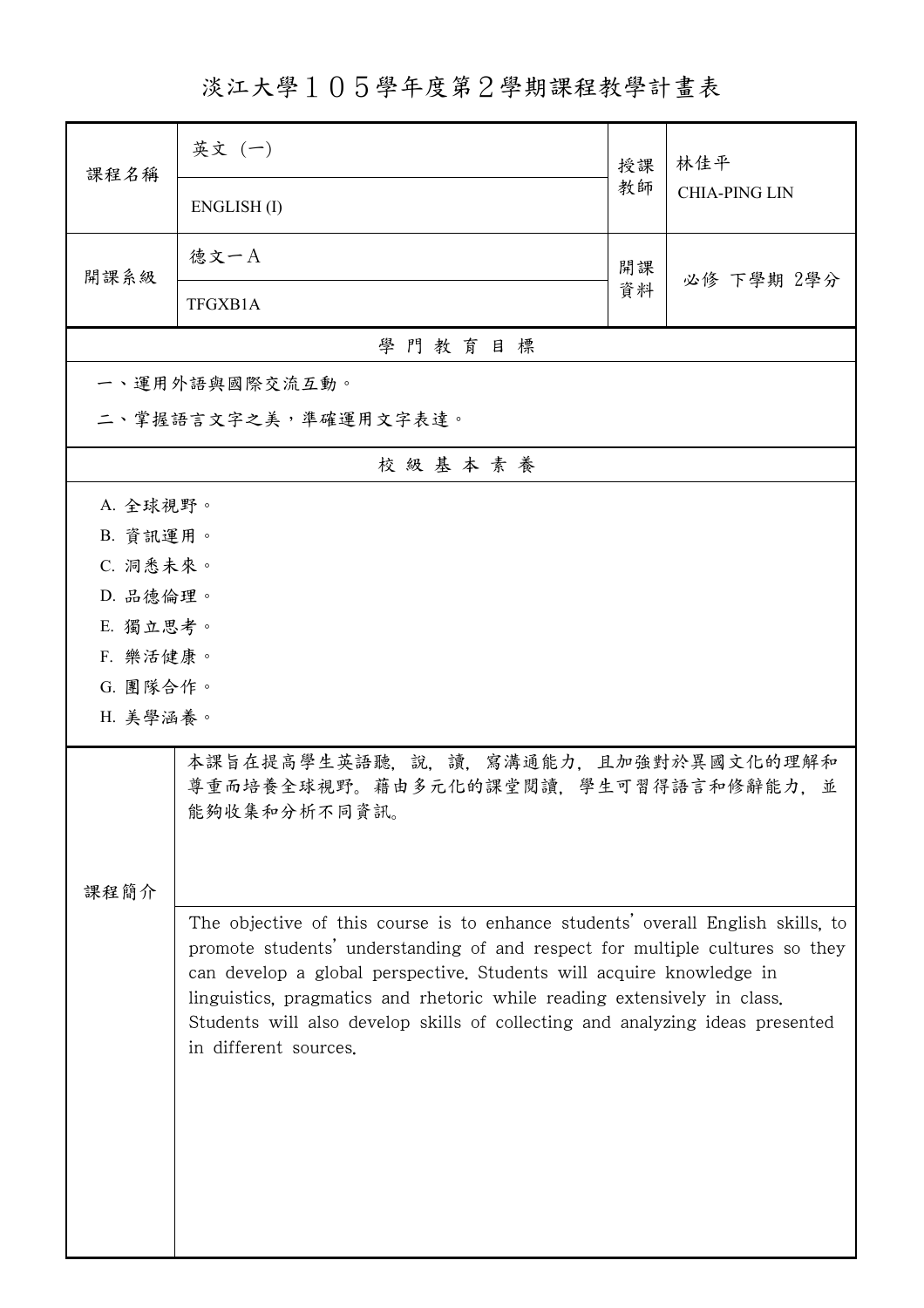# 淡江大學１０５學年度第２學期課程教學計畫表

| 課程名稱 | 英文（一） | 授課教師 | 林佳平 |
|---|---|---|---|
| | ENGLISH (I) | | CHIA-PING LIN |
| 開課系級 | 德文一A | 開課資料 | 必修 下學期 2學分 |
| | TFGXB1A | | |

| 學 門 教 育 目 標 |
|---|
| 一、運用外語與國際交流互動。<br>二、掌握語言文字之美，準確運用文字表達。 |

| 校 級 基 本 素 養 |
|---|
| A. 全球視野。<br>B. 資訊運用。<br>C. 洞悉未來。<br>D. 品德倫理。<br>E. 獨立思考。<br>F. 樂活健康。<br>G. 團隊合作。<br>H. 美學涵養。 |

| 課程簡介 | |
|---|---|
| | 本課旨在提高學生英語聽，說，讀，寫溝通能力，且加強對於異國文化的理解和尊重而培養全球視野。藉由多元化的課堂閱讀，學生可習得語言和修辭能力，並能夠收集和分析不同資訊。 |
| | The objective of this course is to enhance students' overall English skills, to promote students' understanding of and respect for multiple cultures so they can develop a global perspective. Students will acquire knowledge in linguistics, pragmatics and rhetoric while reading extensively in class. Students will also develop skills of collecting and analyzing ideas presented in different sources. |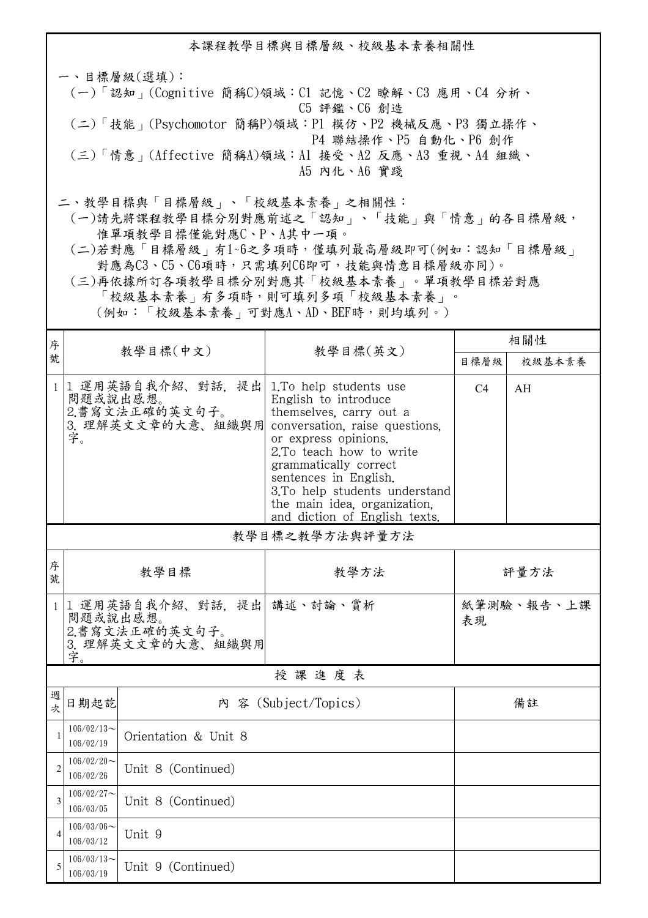## 本課程教學目標與目標層級、校級基本素養相關性

一、目標層級(選填)：

(一)「認知」(Cognitive 簡稱C)領域：C1 記憶、C2 瞭解、C3 應用、C4 分析、C5 評鑑、C6 創造

(二)「技能」(Psychomotor 簡稱P)領域：P1 模仿、P2 機械反應、P3 獨立操作、P4 聯結操作、P5 自動化、P6 創作

(三)「情意」(Affective 簡稱A)領域：A1 接受、A2 反應、A3 重視、A4 組織、A5 內化、A6 實踐

二、教學目標與「目標層級」、「校級基本素養」之相關性：

(一)請先將課程教學目標分別對應前述之「認知」、「技能」與「情意」的各目標層級，惟單項教學目標僅能對應C、P、A其中一項。

(二)若對應「目標層級」有1~6之多項時，僅填列最高層級即可(例如：認知「目標層級」對應為C3、C5、C6項時，只需填列C6即可，技能與情意目標層級亦同)。

(三)再依據所訂各項教學目標分別對應其「校級基本素養」。單項教學目標若對應「校級基本素養」有多項時，則可填列多項「校級基本素養」。(例如：「校級基本素養」可對應A、AD、BEF時，則均填列。)

| 序號 | 教學目標(中文) | 教學目標(英文) | 相關性 | |
|---|---|---|---|---|
| | | | 目標層級 | 校級基本素養 |
| 1 | 1 運用英語自我介紹、對話，提出問題或說出感想。<br>2.書寫文法正確的英文句子。<br>3. 理解英文文章的大意、組織與用字。 | 1.To help students use English to introduce themselves, carry out a conversation, raise questions, or express opinions.<br>2.To teach how to write grammatically correct sentences in English.<br>3.To help students understand the main idea, organization, and diction of English texts. | C4 | AH |

## 教學目標之教學方法與評量方法

| 序號 | 教學目標 | 教學方法 | 評量方法 |
|---|---|---|---|
| 1 | 1 運用英語自我介紹、對話，提出問題或說出感想。<br>2.書寫文法正確的英文句子。<br>3. 理解英文文章的大意、組織與用字。 | 講述、討論、賞析 | 紙筆測驗、報告、上課表現 |

## 授 課 進 度 表

| 週次 | 日期起訖 | 內 容 (Subject/Topics) | 備註 |
|---|---|---|---|
| 1 | 106/02/13～106/02/19 | Orientation & Unit 8 | |
| 2 | 106/02/20～106/02/26 | Unit 8 (Continued) | |
| 3 | 106/02/27～106/03/05 | Unit 8 (Continued) | |
| 4 | 106/03/06～106/03/12 | Unit 9 | |
| 5 | 106/03/13～106/03/19 | Unit 9 (Continued) | |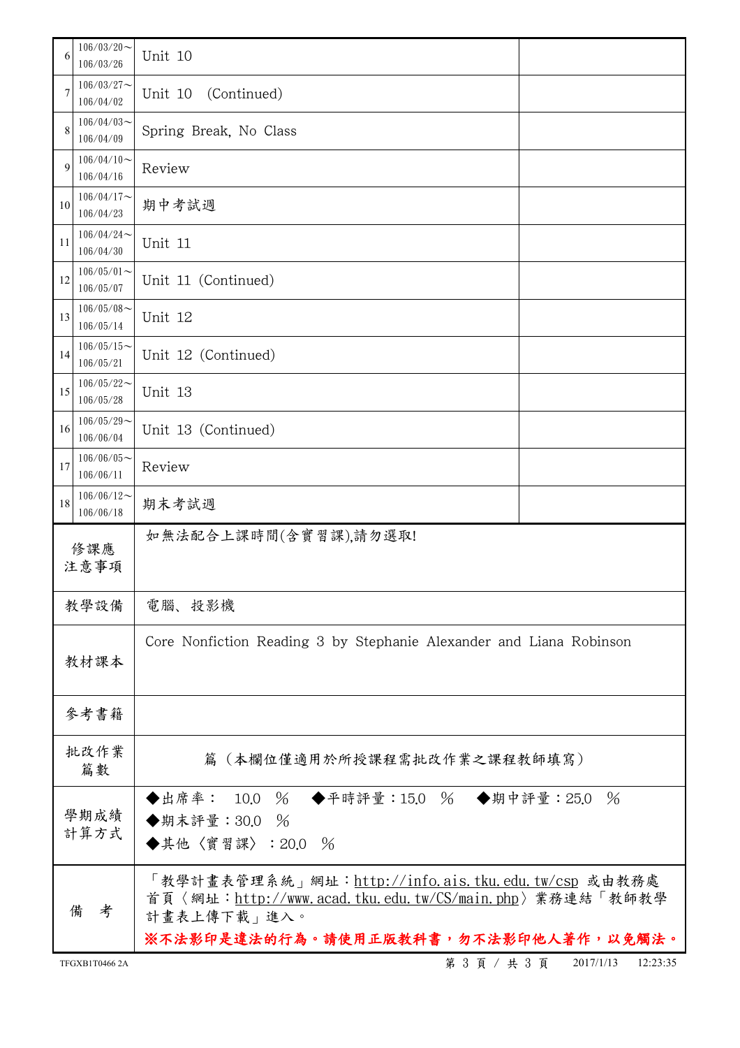| | | | |
|---|---|---|---|
| 6 | 106/03/20～106/03/26 | Unit 10 | |
| 7 | 106/03/27～106/04/02 | Unit 10 (Continued) | |
| 8 | 106/04/03～106/04/09 | Spring Break, No Class | |
| 9 | 106/04/10～106/04/16 | Review | |
| 10 | 106/04/17～106/04/23 | 期中考試週 | |
| 11 | 106/04/24～106/04/30 | Unit 11 | |
| 12 | 106/05/01～106/05/07 | Unit 11 (Continued) | |
| 13 | 106/05/08～106/05/14 | Unit 12 | |
| 14 | 106/05/15～106/05/21 | Unit 12 (Continued) | |
| 15 | 106/05/22～106/05/28 | Unit 13 | |
| 16 | 106/05/29～106/06/04 | Unit 13 (Continued) | |
| 17 | 106/06/05～106/06/11 | Review | |
| 18 | 106/06/12～106/06/18 | 期末考試週 | |

| | |
|---|---|
| 修課應注意事項 | 如無法配合上課時間(含實習課),請勿選取! |
| 教學設備 | 電腦、投影機 |
| 教材課本 | Core Nonfiction Reading 3 by Stephanie Alexander and Liana Robinson |
| 參考書籍 | |
| 批改作業篇數 | 篇（本欄位僅適用於所授課程需批改作業之課程教師填寫） |
| 學期成績計算方式 | ◆出席率： 10.0 ％ ◆平時評量：15.0 ％ ◆期中評量：25.0 ％<br>◆期末評量：30.0 ％<br>◆其他〈實習課〉：20.0 ％ |
| 備　考 | 「教學計畫表管理系統」網址：http://info.ais.tku.edu.tw/csp 或由教務處首頁〈網址：http://www.acad.tku.edu.tw/CS/main.php〉業務連結「教師教學計畫表上傳下載」進入。<br>**※不法影印是違法的行為。請使用正版教科書，勿不法影印他人著作，以免觸法。** |

TFGXB1T0466 2A